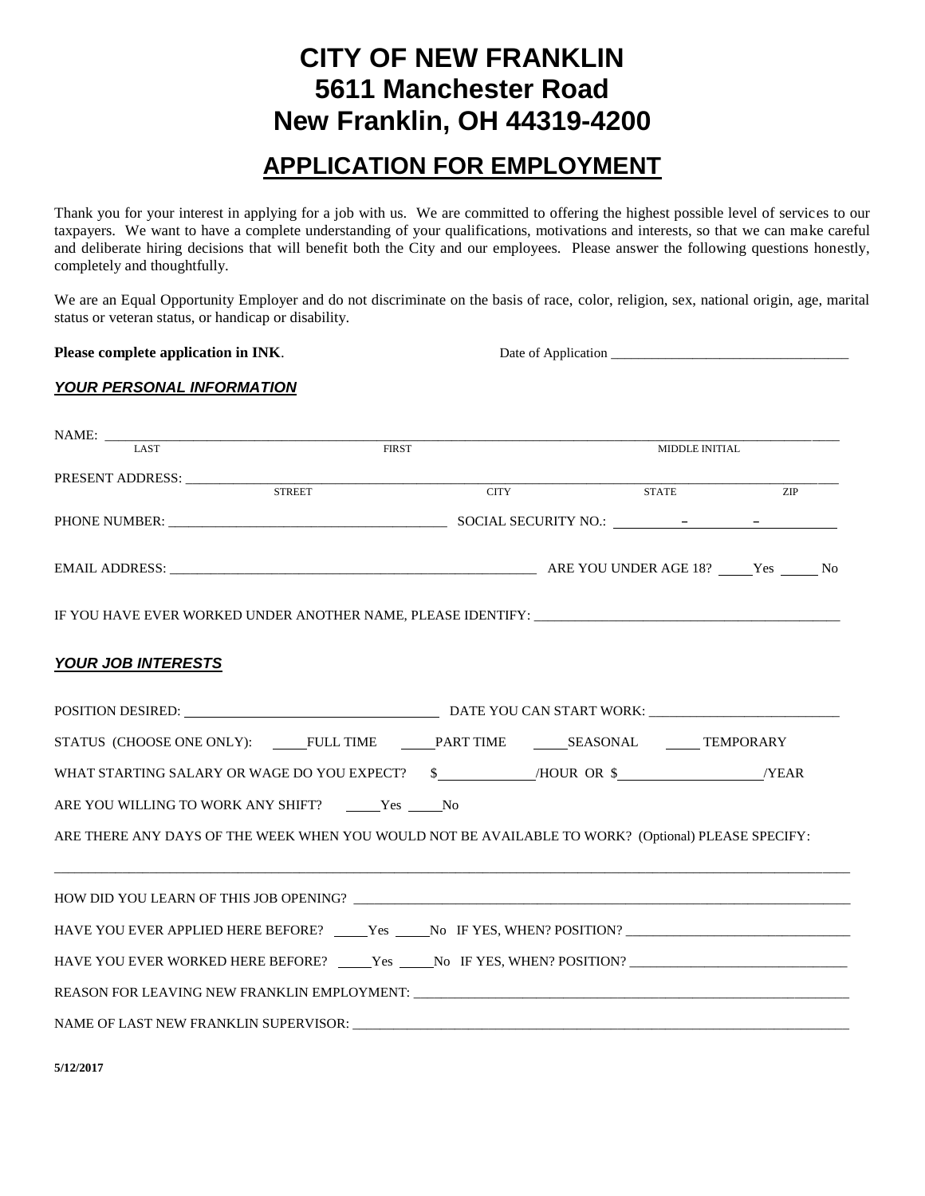# CITY OF NEW FRANKLIN
# 5611 Manchester Road
# New Franklin, OH 44319-4200

## APPLICATION FOR EMPLOYMENT

Thank you for your interest in applying for a job with us. We are committed to offering the highest possible level of services to our taxpayers. We want to have a complete understanding of your qualifications, motivations and interests, so that we can make careful and deliberate hiring decisions that will benefit both the City and our employees. Please answer the following questions honestly, completely and thoughtfully.

We are an Equal Opportunity Employer and do not discriminate on the basis of race, color, religion, sex, national origin, age, marital status or veteran status, or handicap or disability.

**Please complete application in INK**. Date of Application ___________________________________

### *YOUR PERSONAL INFORMATION*

NAME: ______________________________________________________________________________
LAST FIRST MIDDLE INITIAL

PRESENT ADDRESS: ____________________________________________________________________
STREET CITY STATE ZIP

PHONE NUMBER: ________________________________________ SOCIAL SECURITY NO.: ________ – ________ – ________

EMAIL ADDRESS: ________________________________________________________ ARE YOU UNDER AGE 18? _____Yes _____ No

IF YOU HAVE EVER WORKED UNDER ANOTHER NAME, PLEASE IDENTIFY: _____________________________________________

### *YOUR JOB INTERESTS*

POSITION DESIRED: ___________________________________ DATE YOU CAN START WORK: ___________________________

STATUS (CHOOSE ONE ONLY): _____FULL TIME _____PART TIME _____SEASONAL _____ TEMPORARY

WHAT STARTING SALARY OR WAGE DO YOU EXPECT? $_____________/HOUR OR $____________________/YEAR

ARE YOU WILLING TO WORK ANY SHIFT? _____Yes _____No

ARE THERE ANY DAYS OF THE WEEK WHEN YOU WOULD NOT BE AVAILABLE TO WORK? (Optional) PLEASE SPECIFY:

______________________________________________________________________________________________

HOW DID YOU LEARN OF THIS JOB OPENING? ___________________________________________________________

HAVE YOU EVER APPLIED HERE BEFORE? _____Yes _____No IF YES, WHEN? POSITION? _________________________________

HAVE YOU EVER WORKED HERE BEFORE? _____Yes _____No IF YES, WHEN? POSITION? _________________________________

REASON FOR LEAVING NEW FRANKLIN EMPLOYMENT: ______________________________________________________

NAME OF LAST NEW FRANKLIN SUPERVISOR: __________________________________________________________

**5/12/2017**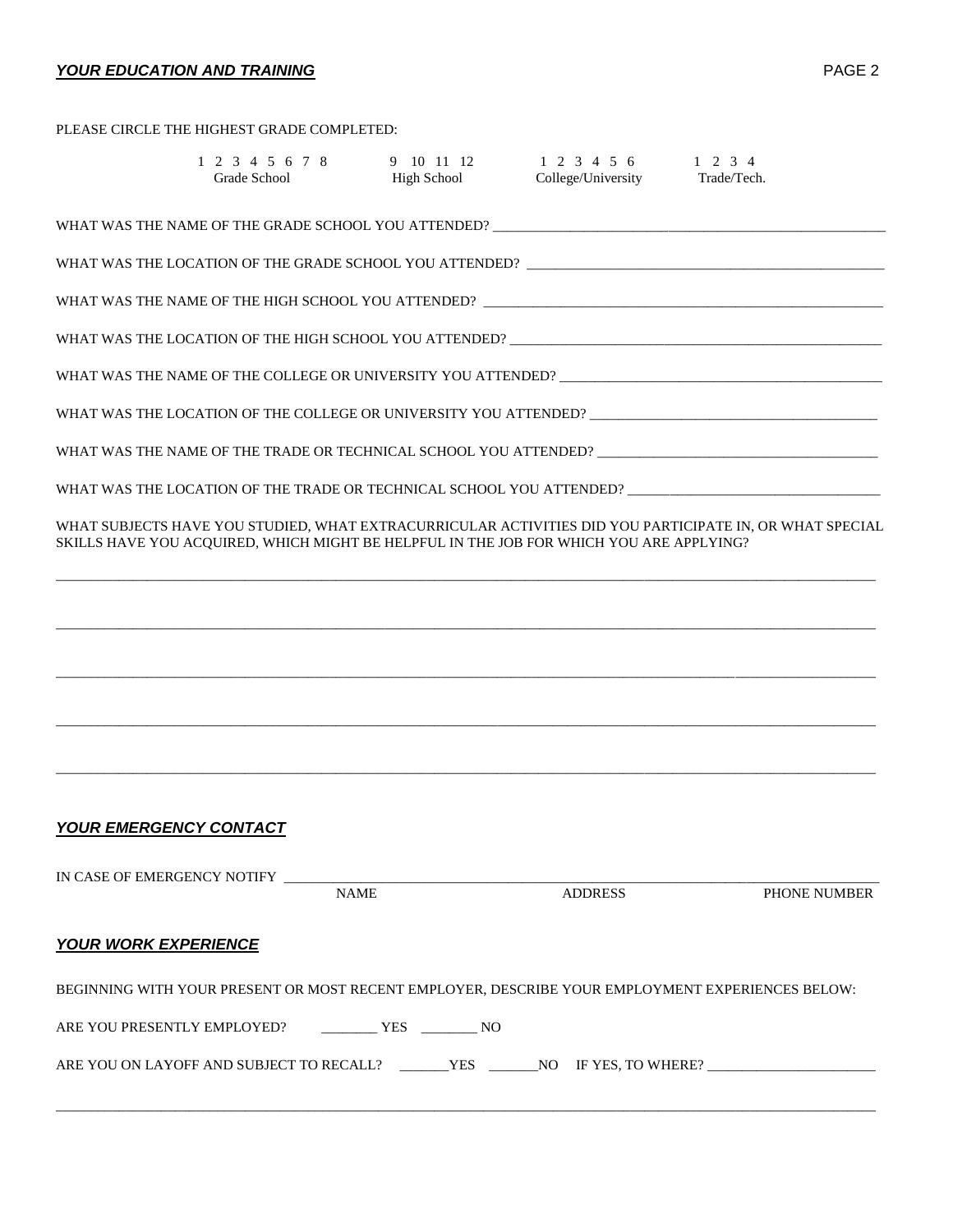## ***YOUR EDUCATION AND TRAINING***

PLEASE CIRCLE THE HIGHEST GRADE COMPLETED:

| 1 2 3 4 5 6 7 8 | 9 10 11 12 | 1 2 3 4 5 6 | 1 2 3 4 |
|---|---|---|---|
| Grade School | High School | College/University | Trade/Tech. |

WHAT WAS THE NAME OF THE GRADE SCHOOL YOU ATTENDED? ____________________________________________

WHAT WAS THE LOCATION OF THE GRADE SCHOOL YOU ATTENDED? ____________________________________________

WHAT WAS THE NAME OF THE HIGH SCHOOL YOU ATTENDED? ____________________________________________

WHAT WAS THE LOCATION OF THE HIGH SCHOOL YOU ATTENDED? ____________________________________________

WHAT WAS THE NAME OF THE COLLEGE OR UNIVERSITY YOU ATTENDED? ____________________________________________

WHAT WAS THE LOCATION OF THE COLLEGE OR UNIVERSITY YOU ATTENDED? ____________________________________________

WHAT WAS THE NAME OF THE TRADE OR TECHNICAL SCHOOL YOU ATTENDED? ____________________________________________

WHAT WAS THE LOCATION OF THE TRADE OR TECHNICAL SCHOOL YOU ATTENDED? ____________________________________________

WHAT SUBJECTS HAVE YOU STUDIED, WHAT EXTRACURRICULAR ACTIVITIES DID YOU PARTICIPATE IN, OR WHAT SPECIAL SKILLS HAVE YOU ACQUIRED, WHICH MIGHT BE HELPFUL IN THE JOB FOR WHICH YOU ARE APPLYING?

______________________________________________________________________________________________

______________________________________________________________________________________________

______________________________________________________________________________________________

______________________________________________________________________________________________

______________________________________________________________________________________________

## ***YOUR EMERGENCY CONTACT***

IN CASE OF EMERGENCY NOTIFY ______________________________________________________________________

NAME ADDRESS PHONE NUMBER

## ***YOUR WORK EXPERIENCE***

BEGINNING WITH YOUR PRESENT OR MOST RECENT EMPLOYER, DESCRIBE YOUR EMPLOYMENT EXPERIENCES BELOW:

ARE YOU PRESENTLY EMPLOYED? ________ YES ________ NO

ARE YOU ON LAYOFF AND SUBJECT TO RECALL? _______YES _______NO IF YES, TO WHERE? ________________________

______________________________________________________________________________________________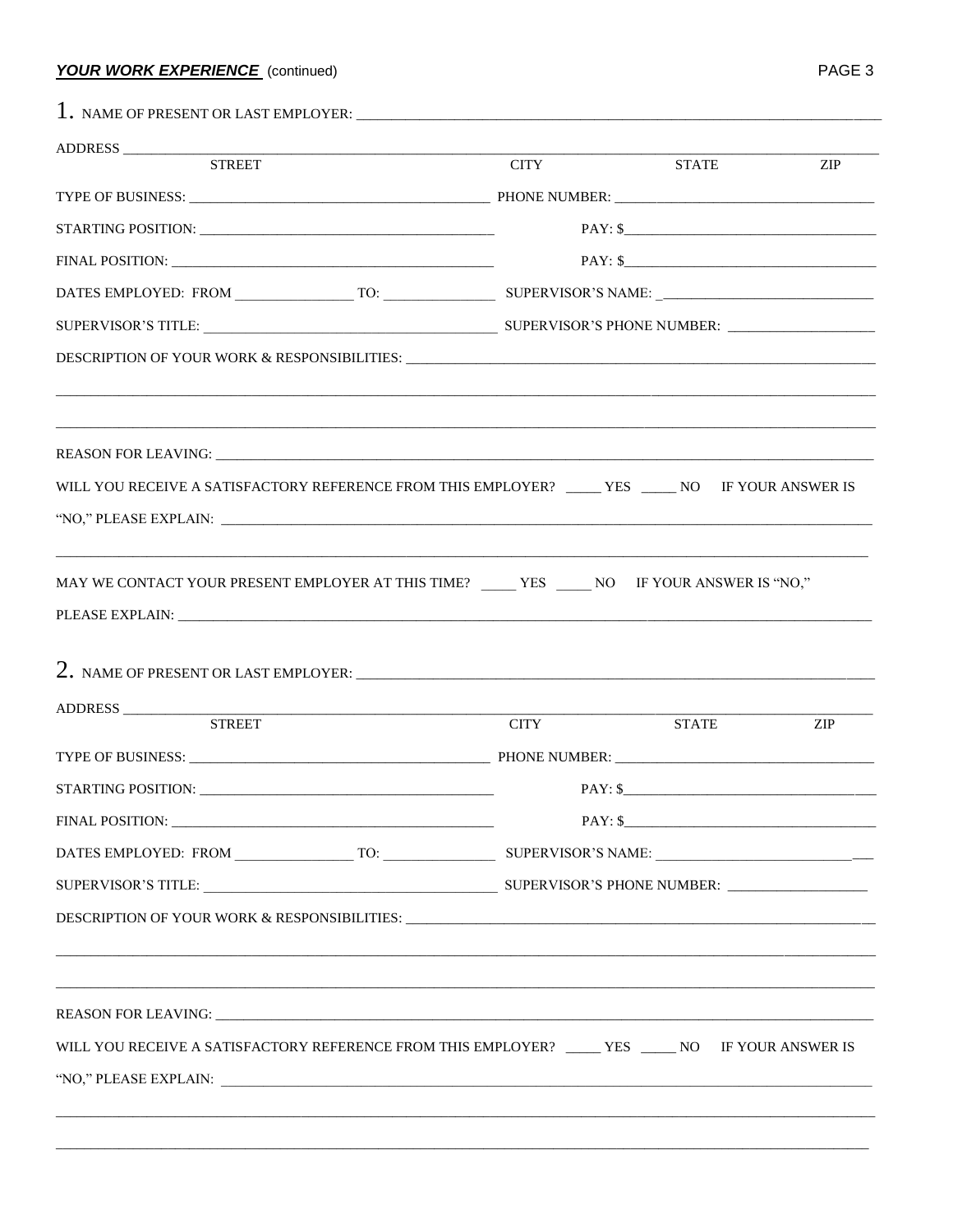***YOUR WORK EXPERIENCE*** (continued)

1. NAME OF PRESENT OR LAST EMPLOYER: ______________________________________________

ADDRESS ____________________________________________________________________________
STREET CITY STATE ZIP

TYPE OF BUSINESS: ______________________ PHONE NUMBER: ______________________

STARTING POSITION: ______________________ PAY: $______________________

FINAL POSITION: ______________________ PAY: $______________________

DATES EMPLOYED: FROM ____________ TO: ____________ SUPERVISOR'S NAME: ______________________

SUPERVISOR'S TITLE: ______________________ SUPERVISOR'S PHONE NUMBER: ______________

DESCRIPTION OF YOUR WORK & RESPONSIBILITIES: ______________________________________________

____________________________________________________________________________

____________________________________________________________________________

REASON FOR LEAVING: ______________________________________________________________

WILL YOU RECEIVE A SATISFACTORY REFERENCE FROM THIS EMPLOYER? _____ YES _____ NO IF YOUR ANSWER IS "NO," PLEASE EXPLAIN: ______________________________________________________________

____________________________________________________________________________

MAY WE CONTACT YOUR PRESENT EMPLOYER AT THIS TIME? _____ YES _____ NO IF YOUR ANSWER IS "NO," PLEASE EXPLAIN: ______________________________________________________________

2. NAME OF PRESENT OR LAST EMPLOYER: ______________________________________________

ADDRESS ____________________________________________________________________________
STREET CITY STATE ZIP

TYPE OF BUSINESS: ______________________ PHONE NUMBER: ______________________

STARTING POSITION: ______________________ PAY: $______________________

FINAL POSITION: ______________________ PAY: $______________________

DATES EMPLOYED: FROM ____________ TO: ____________ SUPERVISOR'S NAME: ______________________

SUPERVISOR'S TITLE: ______________________ SUPERVISOR'S PHONE NUMBER: ______________

DESCRIPTION OF YOUR WORK & RESPONSIBILITIES: ______________________________________________

____________________________________________________________________________

____________________________________________________________________________

REASON FOR LEAVING: ______________________________________________________________

WILL YOU RECEIVE A SATISFACTORY REFERENCE FROM THIS EMPLOYER? _____ YES _____ NO IF YOUR ANSWER IS "NO," PLEASE EXPLAIN: ______________________________________________________________

____________________________________________________________________________

____________________________________________________________________________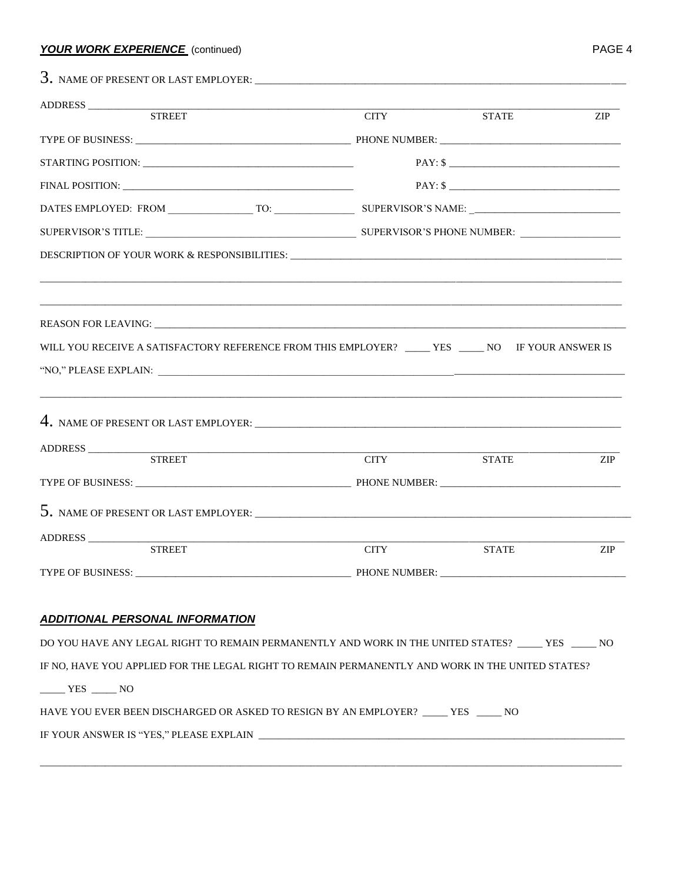***YOUR WORK EXPERIENCE*** (continued)

3. NAME OF PRESENT OR LAST EMPLOYER: ___________________________________________

ADDRESS ___________________________________________
STREET CITY STATE ZIP

TYPE OF BUSINESS: ___________________ PHONE NUMBER: ___________________

STARTING POSITION: ___________________ PAY: $ ___________________

FINAL POSITION: ___________________ PAY: $ ___________________

DATES EMPLOYED: FROM ___________ TO: ___________ SUPERVISOR'S NAME: ___________________

SUPERVISOR'S TITLE: ___________________ SUPERVISOR'S PHONE NUMBER: ___________________

DESCRIPTION OF YOUR WORK & RESPONSIBILITIES: ___________________________________________

___________________________________________

___________________________________________

REASON FOR LEAVING: ___________________________________________

WILL YOU RECEIVE A SATISFACTORY REFERENCE FROM THIS EMPLOYER? _____ YES _____ NO IF YOUR ANSWER IS "NO," PLEASE EXPLAIN: ___________________________________________

___________________________________________

4. NAME OF PRESENT OR LAST EMPLOYER: ___________________________________________

ADDRESS ___________________________________________
STREET CITY STATE ZIP

TYPE OF BUSINESS: ___________________ PHONE NUMBER: ___________________

5. NAME OF PRESENT OR LAST EMPLOYER: ___________________________________________

ADDRESS ___________________________________________
STREET CITY STATE ZIP

TYPE OF BUSINESS: ___________________ PHONE NUMBER: ___________________

***ADDITIONAL PERSONAL INFORMATION***

DO YOU HAVE ANY LEGAL RIGHT TO REMAIN PERMANENTLY AND WORK IN THE UNITED STATES? _____ YES _____ NO

IF NO, HAVE YOU APPLIED FOR THE LEGAL RIGHT TO REMAIN PERMANENTLY AND WORK IN THE UNITED STATES?

_____ YES _____ NO

HAVE YOU EVER BEEN DISCHARGED OR ASKED TO RESIGN BY AN EMPLOYER? _____ YES _____ NO

IF YOUR ANSWER IS "YES," PLEASE EXPLAIN ___________________________________________

___________________________________________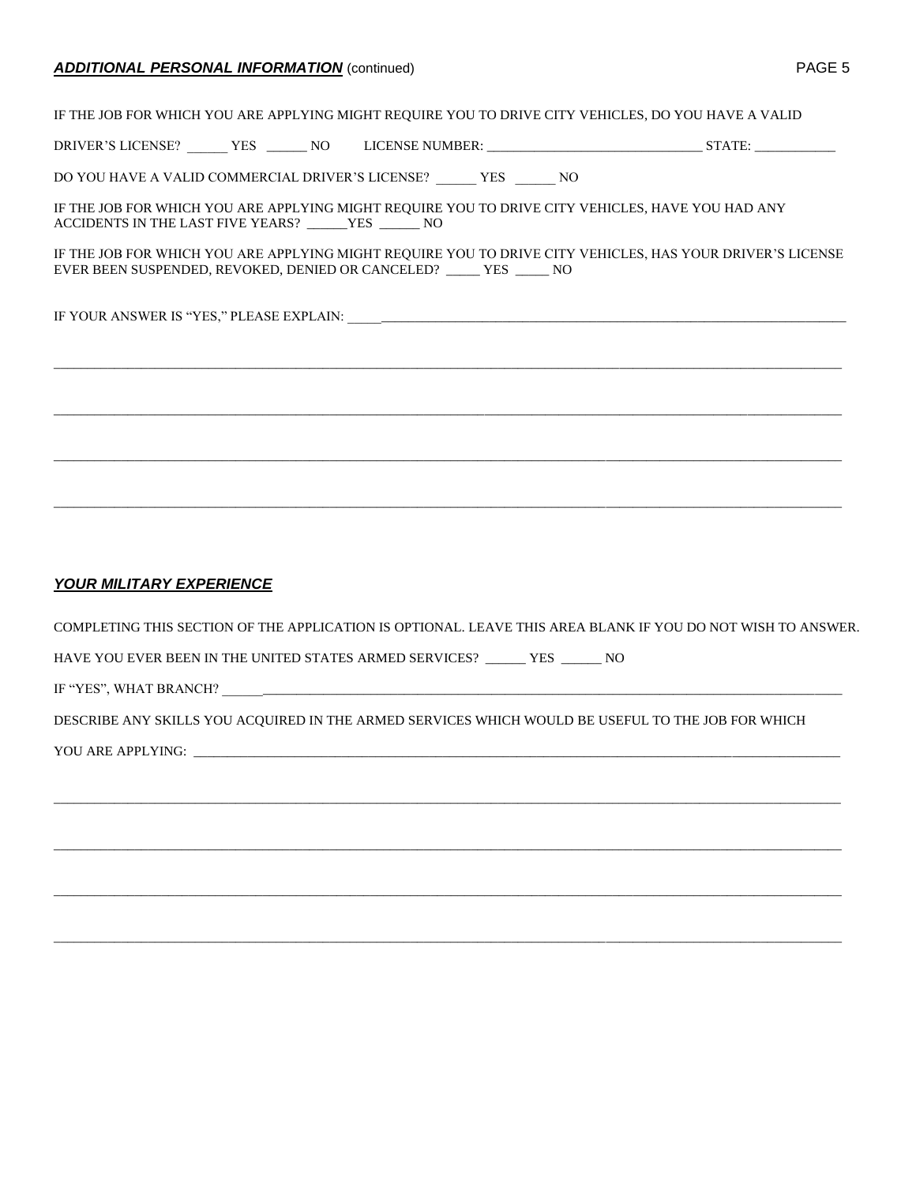## ***ADDITIONAL PERSONAL INFORMATION*** (continued)

IF THE JOB FOR WHICH YOU ARE APPLYING MIGHT REQUIRE YOU TO DRIVE CITY VEHICLES, DO YOU HAVE A VALID DRIVER'S LICENSE? ______ YES ______ NO LICENSE NUMBER: ________________________________ STATE: ____________

DO YOU HAVE A VALID COMMERCIAL DRIVER'S LICENSE? ______ YES ______ NO

IF THE JOB FOR WHICH YOU ARE APPLYING MIGHT REQUIRE YOU TO DRIVE CITY VEHICLES, HAVE YOU HAD ANY ACCIDENTS IN THE LAST FIVE YEARS? ______YES ______ NO

IF THE JOB FOR WHICH YOU ARE APPLYING MIGHT REQUIRE YOU TO DRIVE CITY VEHICLES, HAS YOUR DRIVER'S LICENSE EVER BEEN SUSPENDED, REVOKED, DENIED OR CANCELED? _____ YES _____ NO

IF YOUR ANSWER IS "YES," PLEASE EXPLAIN: ______________________________________________________________________________

______________________________________________________________________________________________________________

______________________________________________________________________________________________________________

______________________________________________________________________________________________________________

______________________________________________________________________________________________________________

## ***YOUR MILITARY EXPERIENCE***

COMPLETING THIS SECTION OF THE APPLICATION IS OPTIONAL. LEAVE THIS AREA BLANK IF YOU DO NOT WISH TO ANSWER.

HAVE YOU EVER BEEN IN THE UNITED STATES ARMED SERVICES? ______ YES ______ NO

IF "YES", WHAT BRANCH? ______________________________________________________________________________________________

DESCRIBE ANY SKILLS YOU ACQUIRED IN THE ARMED SERVICES WHICH WOULD BE USEFUL TO THE JOB FOR WHICH YOU ARE APPLYING: ______________________________________________________________________________________________

______________________________________________________________________________________________________________

______________________________________________________________________________________________________________

______________________________________________________________________________________________________________

______________________________________________________________________________________________________________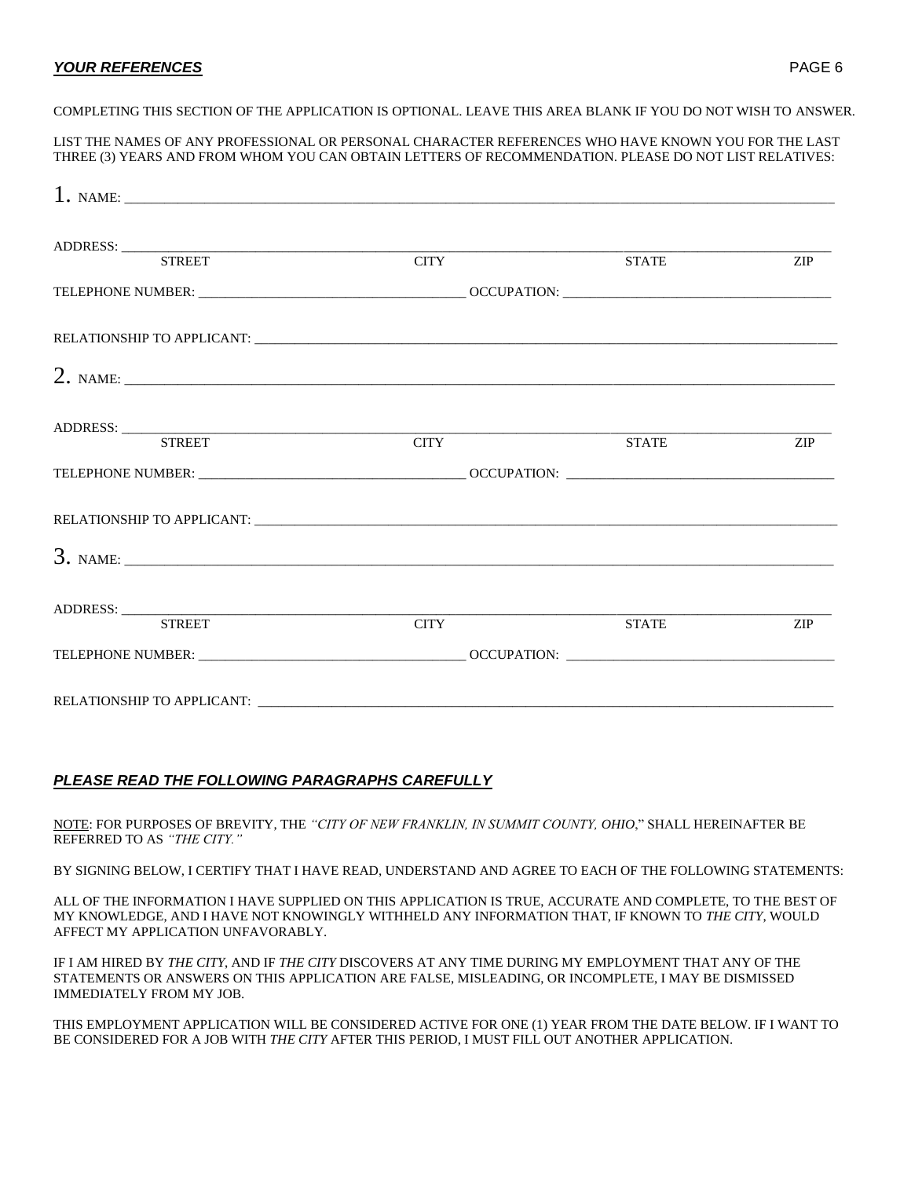## ***YOUR REFERENCES***

COMPLETING THIS SECTION OF THE APPLICATION IS OPTIONAL. LEAVE THIS AREA BLANK IF YOU DO NOT WISH TO ANSWER.

LIST THE NAMES OF ANY PROFESSIONAL OR PERSONAL CHARACTER REFERENCES WHO HAVE KNOWN YOU FOR THE LAST THREE (3) YEARS AND FROM WHOM YOU CAN OBTAIN LETTERS OF RECOMMENDATION. PLEASE DO NOT LIST RELATIVES:

1. NAME: ______________________________________________

ADDRESS: ______________________________________________
STREET CITY STATE ZIP

TELEPHONE NUMBER: ____________________ OCCUPATION: ____________________

RELATIONSHIP TO APPLICANT: ______________________________________________

2. NAME: ______________________________________________

ADDRESS: ______________________________________________
STREET CITY STATE ZIP

TELEPHONE NUMBER: ____________________ OCCUPATION: ____________________

RELATIONSHIP TO APPLICANT: ______________________________________________

3. NAME: ______________________________________________

ADDRESS: ______________________________________________
STREET CITY STATE ZIP

TELEPHONE NUMBER: ____________________ OCCUPATION: ____________________

RELATIONSHIP TO APPLICANT: ______________________________________________

## ***PLEASE READ THE FOLLOWING PARAGRAPHS CAREFULLY***

NOTE: FOR PURPOSES OF BREVITY, THE *"CITY OF NEW FRANKLIN, IN SUMMIT COUNTY, OHIO*," SHALL HEREINAFTER BE REFERRED TO AS *"THE CITY."*

BY SIGNING BELOW, I CERTIFY THAT I HAVE READ, UNDERSTAND AND AGREE TO EACH OF THE FOLLOWING STATEMENTS:

ALL OF THE INFORMATION I HAVE SUPPLIED ON THIS APPLICATION IS TRUE, ACCURATE AND COMPLETE, TO THE BEST OF MY KNOWLEDGE, AND I HAVE NOT KNOWINGLY WITHHELD ANY INFORMATION THAT, IF KNOWN TO *THE CITY*, WOULD AFFECT MY APPLICATION UNFAVORABLY.

IF I AM HIRED BY *THE CITY*, AND IF *THE CITY* DISCOVERS AT ANY TIME DURING MY EMPLOYMENT THAT ANY OF THE STATEMENTS OR ANSWERS ON THIS APPLICATION ARE FALSE, MISLEADING, OR INCOMPLETE, I MAY BE DISMISSED IMMEDIATELY FROM MY JOB.

THIS EMPLOYMENT APPLICATION WILL BE CONSIDERED ACTIVE FOR ONE (1) YEAR FROM THE DATE BELOW. IF I WANT TO BE CONSIDERED FOR A JOB WITH *THE CITY* AFTER THIS PERIOD, I MUST FILL OUT ANOTHER APPLICATION.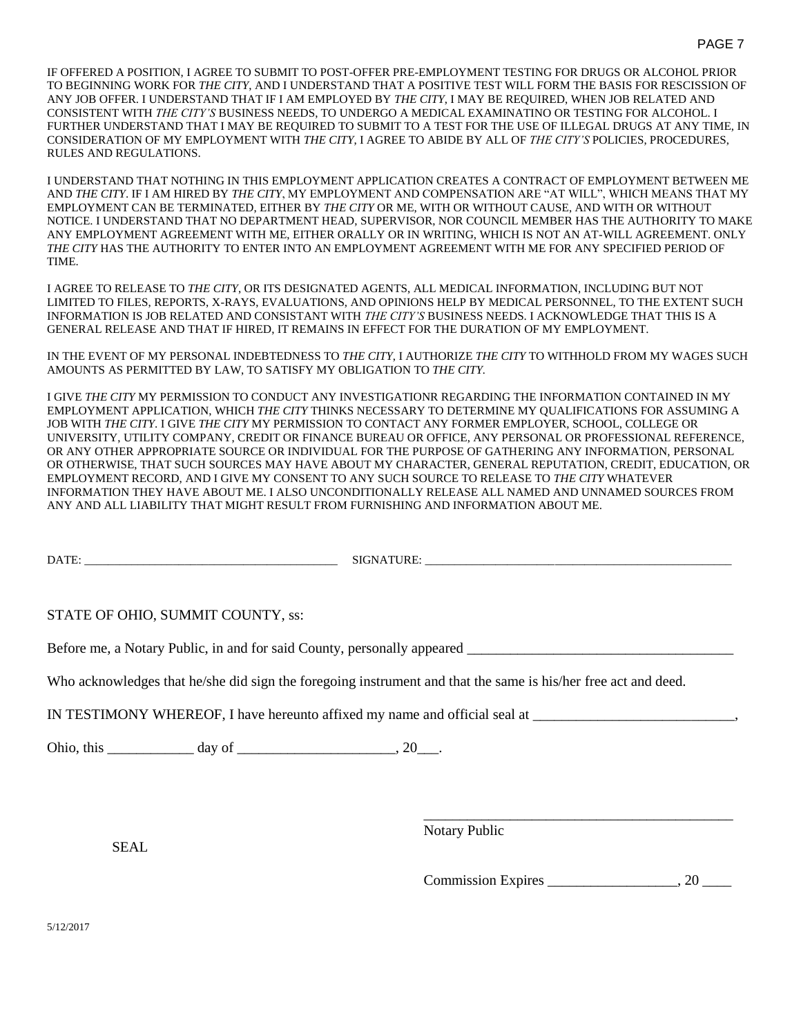IF OFFERED A POSITION, I AGREE TO SUBMIT TO POST-OFFER PRE-EMPLOYMENT TESTING FOR DRUGS OR ALCOHOL PRIOR TO BEGINNING WORK FOR *THE CITY*, AND I UNDERSTAND THAT A POSITIVE TEST WILL FORM THE BASIS FOR RESCISSION OF ANY JOB OFFER. I UNDERSTAND THAT IF I AM EMPLOYED BY *THE CITY*, I MAY BE REQUIRED, WHEN JOB RELATED AND CONSISTENT WITH *THE CITY'S* BUSINESS NEEDS, TO UNDERGO A MEDICAL EXAMINATINO OR TESTING FOR ALCOHOL. I FURTHER UNDERSTAND THAT I MAY BE REQUIRED TO SUBMIT TO A TEST FOR THE USE OF ILLEGAL DRUGS AT ANY TIME, IN CONSIDERATION OF MY EMPLOYMENT WITH *THE CITY*, I AGREE TO ABIDE BY ALL OF *THE CITY'S* POLICIES, PROCEDURES, RULES AND REGULATIONS.

I UNDERSTAND THAT NOTHING IN THIS EMPLOYMENT APPLICATION CREATES A CONTRACT OF EMPLOYMENT BETWEEN ME AND *THE CITY*. IF I AM HIRED BY *THE CITY*, MY EMPLOYMENT AND COMPENSATION ARE "AT WILL", WHICH MEANS THAT MY EMPLOYMENT CAN BE TERMINATED, EITHER BY *THE CITY* OR ME, WITH OR WITHOUT CAUSE, AND WITH OR WITHOUT NOTICE. I UNDERSTAND THAT NO DEPARTMENT HEAD, SUPERVISOR, NOR COUNCIL MEMBER HAS THE AUTHORITY TO MAKE ANY EMPLOYMENT AGREEMENT WITH ME, EITHER ORALLY OR IN WRITING, WHICH IS NOT AN AT-WILL AGREEMENT. ONLY *THE CITY* HAS THE AUTHORITY TO ENTER INTO AN EMPLOYMENT AGREEMENT WITH ME FOR ANY SPECIFIED PERIOD OF TIME.

I AGREE TO RELEASE TO *THE CITY*, OR ITS DESIGNATED AGENTS, ALL MEDICAL INFORMATION, INCLUDING BUT NOT LIMITED TO FILES, REPORTS, X-RAYS, EVALUATIONS, AND OPINIONS HELP BY MEDICAL PERSONNEL, TO THE EXTENT SUCH INFORMATION IS JOB RELATED AND CONSISTANT WITH *THE CITY'S* BUSINESS NEEDS. I ACKNOWLEDGE THAT THIS IS A GENERAL RELEASE AND THAT IF HIRED, IT REMAINS IN EFFECT FOR THE DURATION OF MY EMPLOYMENT.

IN THE EVENT OF MY PERSONAL INDEBTEDNESS TO *THE CITY*, I AUTHORIZE *THE CITY* TO WITHHOLD FROM MY WAGES SUCH AMOUNTS AS PERMITTED BY LAW, TO SATISFY MY OBLIGATION TO *THE CITY*.

I GIVE *THE CITY* MY PERMISSION TO CONDUCT ANY INVESTIGATIONR REGARDING THE INFORMATION CONTAINED IN MY EMPLOYMENT APPLICATION, WHICH *THE CITY* THINKS NECESSARY TO DETERMINE MY QUALIFICATIONS FOR ASSUMING A JOB WITH *THE CITY*. I GIVE *THE CITY* MY PERMISSION TO CONTACT ANY FORMER EMPLOYER, SCHOOL, COLLEGE OR UNIVERSITY, UTILITY COMPANY, CREDIT OR FINANCE BUREAU OR OFFICE, ANY PERSONAL OR PROFESSIONAL REFERENCE, OR ANY OTHER APPROPRIATE SOURCE OR INDIVIDUAL FOR THE PURPOSE OF GATHERING ANY INFORMATION, PERSONAL OR OTHERWISE, THAT SUCH SOURCES MAY HAVE ABOUT MY CHARACTER, GENERAL REPUTATION, CREDIT, EDUCATION, OR EMPLOYMENT RECORD, AND I GIVE MY CONSENT TO ANY SUCH SOURCE TO RELEASE TO *THE CITY* WHATEVER INFORMATION THEY HAVE ABOUT ME. I ALSO UNCONDITIONALLY RELEASE ALL NAMED AND UNNAMED SOURCES FROM ANY AND ALL LIABILITY THAT MIGHT RESULT FROM FURNISHING AND INFORMATION ABOUT ME.

DATE: ________________________________________ SIGNATURE: ____________________________________________________

STATE OF OHIO, SUMMIT COUNTY, ss:

Before me, a Notary Public, in and for said County, personally appeared ____________________________________

Who acknowledges that he/she did sign the foregoing instrument and that the same is his/her free act and deed.

IN TESTIMONY WHEREOF, I have hereunto affixed my name and official seal at ___________________________,

Ohio, this ____________ day of ______________________, 20___.

_____________________________________________

Notary Public

SEAL

Commission Expires __________________, 20 ____

5/12/2017